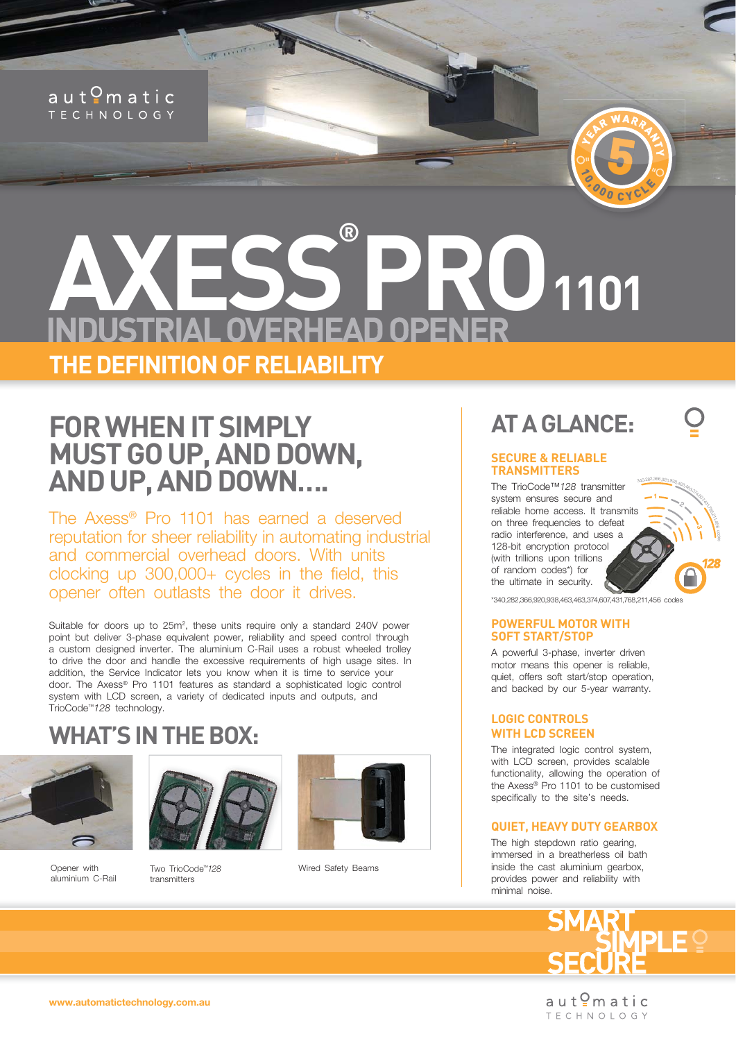automatic TECHNOLOGY

5 YEAR WARRANTY 10,000 CYCLE

# AXESS® PRO 1101

## INDUSTRIAL OVERHEAD OPENER

**THE DEFINITION OF RELIABILITY**

## FOR WHEN IT SIMPLY MUST GO UP, AND DOWN, AND UP, AND DOWN....

The Axess® Pro 1101 has earned a deserved reputation for sheer reliability in automating industrial and commercial overhead doors. With units clocking up 300,000+ cycles in the field, this opener often outlasts the door it drives.

Suitable for doors up to 25m², these units require only a standard 240V power point but deliver 3-phase equivalent power, reliability and speed control through a custom designed inverter. The aluminium C-Rail uses a robust wheeled trolley to drive the door and handle the excessive requirements of high usage sites. In addition, the Service Indicator lets you know when it is time to service your door. The Axess® Pro 1101 features as standard a sophisticated logic control system with LCD screen, a variety of dedicated inputs and outputs, and TrioCode™*128* technology.

## WHAT'S IN THE BOX:

Opener with aluminium C-Rail

Two TrioCode™*128* transmitters

Wired Safety Beams

## AT A GLANCE:

### SECURE & RELIABLE TRANSMITTERS

The TrioCode™*128* transmitter system ensures secure and reliable home access. It transmits on three frequencies to defeat radio interference, and uses a 128-bit encryption protocol (with trillions upon trillions of random codes*) for the ultimate in security.

*340,282,366,920,938,463,463,374,607,431,768,211,456 codes

### POWERFUL MOTOR WITH SOFT START/STOP

A powerful 3-phase, inverter driven motor means this opener is reliable, quiet, offers soft start/stop operation, and backed by our 5-year warranty.

### LOGIC CONTROLS WITH LCD SCREEN

The integrated logic control system, with LCD screen, provides scalable functionality, allowing the operation of the Axess® Pro 1101 to be customised specifically to the site's needs.

### QUIET, HEAVY DUTY GEARBOX

The high stepdown ratio gearing, immersed in a breatherless oil bath inside the cast aluminium gearbox, provides power and reliability with minimal noise.

**SMART SIMPLE SECURE**

www.automatictechnology.com.au

automatic TECHNOLOGY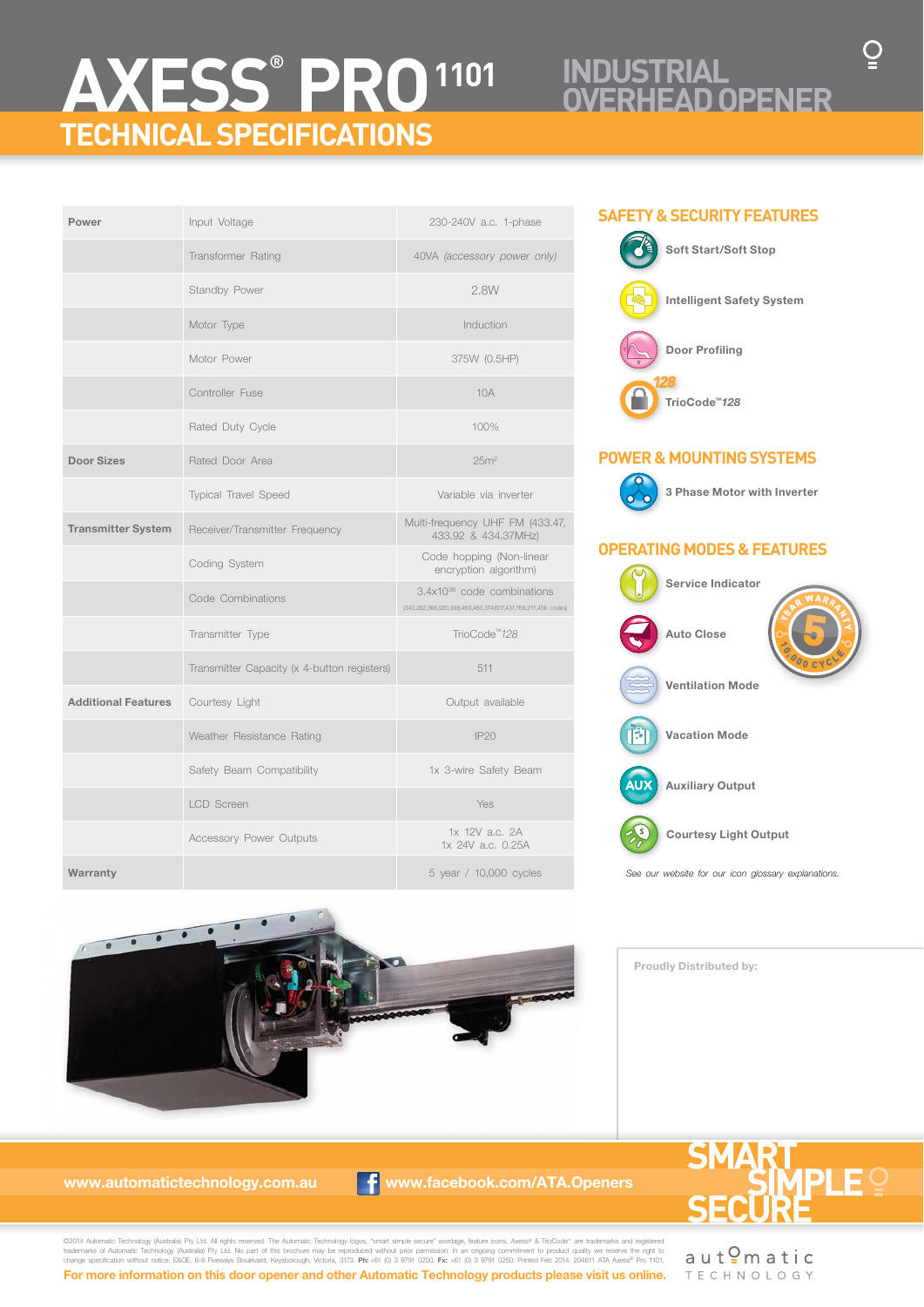# AXESS® PRO 1101 INDUSTRIAL OVERHEAD OPENER

## TECHNICAL SPECIFICATIONS

| | | |
|---|---|---|
| **Power** | Input Voltage | 230-240V a.c. 1-phase |
| | Transformer Rating | 40VA *(accessory power only)* |
| | Standby Power | 2.8W |
| | Motor Type | Induction |
| | Motor Power | 375W (0.5HP) |
| | Controller Fuse | 10A |
| | Rated Duty Cycle | 100% |
| **Door Sizes** | Rated Door Area | 25m² |
| | Typical Travel Speed | Variable via inverter |
| **Transmitter System** | Receiver/Transmitter Frequency | Multi-frequency UHF FM (433.47, 433.92 & 434.37MHz) |
| | Coding System | Code hopping (Non-linear encryption algorithm) |
| | Code Combinations | $3.4x10^{38}$ code combinations (340,282,366,920,938,463,463,374,607,431,768,211,456 codes) |
| | Transmitter Type | TrioCode™128 |
| | Transmitter Capacity (x 4-button registers) | 511 |
| **Additional Features** | Courtesy Light | Output available |
| | Weather Resistance Rating | IP20 |
| | Safety Beam Compatibility | 1x 3-wire Safety Beam |
| | LCD Screen | Yes |
| | Accessory Power Outputs | 1x 12V a.c. 2A<br>1x 24V a.c. 0.25A |
| **Warranty** | | 5 year / 10,000 cycles |

## SAFETY & SECURITY FEATURES

- Soft Start/Soft Stop
- Intelligent Safety System
- Door Profiling
- TrioCode™*128*

## POWER & MOUNTING SYSTEMS

- 3 Phase Motor with Inverter

## OPERATING MODES & FEATURES

- Service Indicator
- Auto Close
- Ventilation Mode
- Vacation Mode
- Auxiliary Output
- Courtesy Light Output

5 YEAR WARRANTY 10,000 CYCLE

*See our website for our icon glossary explanations.*

**Proudly Distributed by:**

**www.automatictechnology.com.au** **www.facebook.com/ATA.Openers**

SMART SIMPLE SECURE

©2014 Automatic Technology (Australia) Pty Ltd. All rights reserved. The Automatic Technology logos, "smart simple secure" wordage, feature icons, Axess® & TrioCode™ are trademarks and registered trademarks of Automatic Technology (Australia) Pty Ltd. No part of this brochure may be reproduced without prior permission. In an ongoing commitment to product quality we reserve the right to change specification without notice. E&OE. 6-8 Fiveways Boulevard, Keysborough, Victoria, 3173. **Ph:** +61 (0) 3 9791 0200. **Fx:** +61 (0) 3 9791 0250. Printed Feb 2014. 204611 ATA Axess® Pro 1101.

**For more information on this door opener and other Automatic Technology products please visit us online.**

automatic TECHNOLOGY